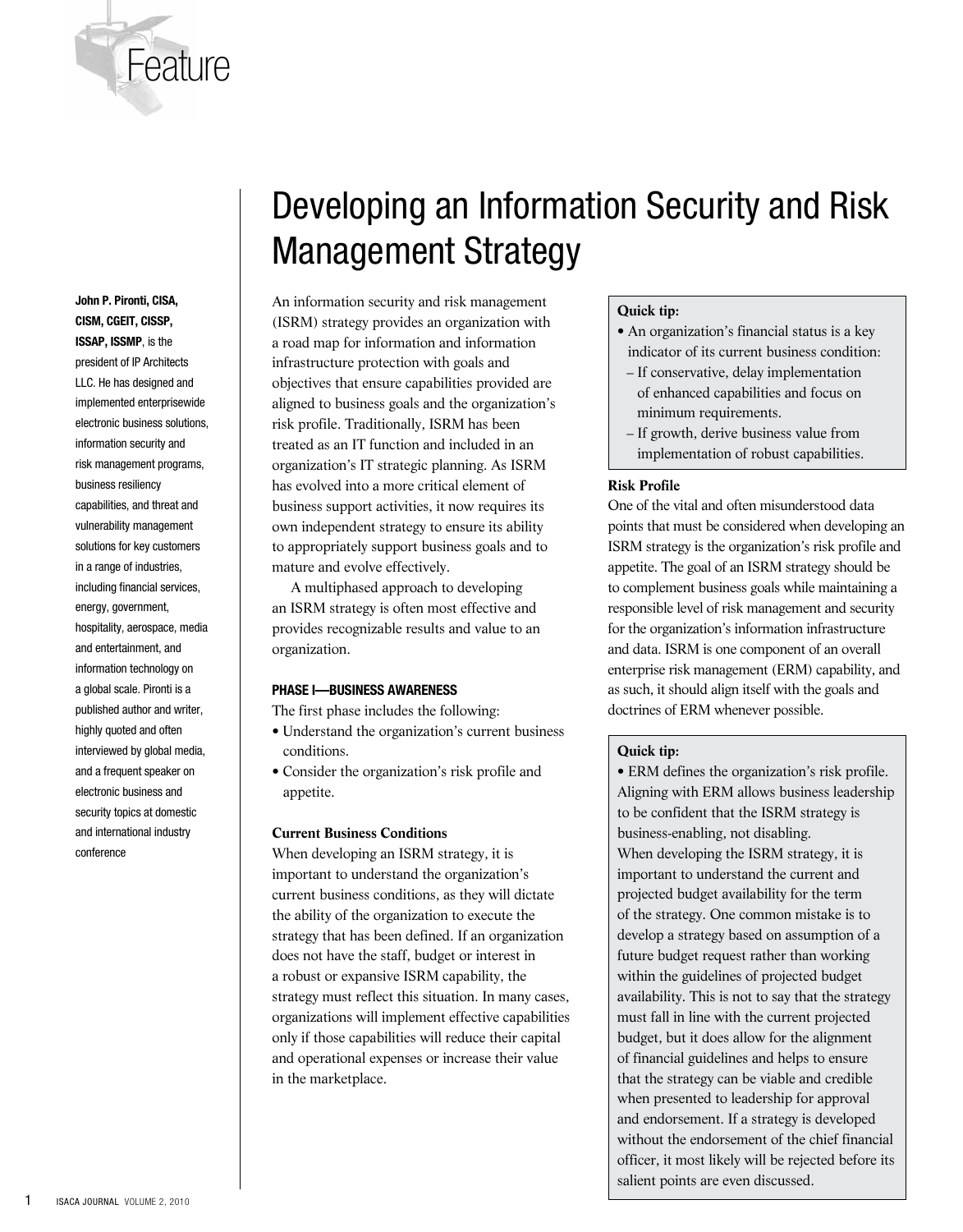Feature

# Developing an Information Security and Risk Management Strategy

**John P. Pironti, CISA, CISM, CGEIT, CISSP, ISSAP, ISSMP**, is the president of IP Architects LLC. He has designed and implemented enterprisewide electronic business solutions, information security and risk management programs, business resiliency capabilities, and threat and vulnerability management solutions for key customers in a range of industries, including financial services, energy, government, hospitality, aerospace, media and entertainment, and information technology on a global scale. Pironti is a published author and writer, highly quoted and often interviewed by global media, and a frequent speaker on electronic business and security topics at domestic and international industry conference

An information security and risk management (ISRM) strategy provides an organization with a road map for information and information infrastructure protection with goals and objectives that ensure capabilities provided are aligned to business goals and the organization's risk profile. Traditionally, ISRM has been treated as an IT function and included in an organization's IT strategic planning. As ISRM has evolved into a more critical element of business support activities, it now requires its own independent strategy to ensure its ability to appropriately support business goals and to mature and evolve effectively.

A multiphased approach to developing an ISRM strategy is often most effective and provides recognizable results and value to an organization.

## PHASE I—BUSINESS AWARENESS

The first phase includes the following:

- Understand the organization's current business conditions.
- Consider the organization's risk profile and appetite.

### Current Business Conditions

When developing an ISRM strategy, it is important to understand the organization's current business conditions, as they will dictate the ability of the organization to execute the strategy that has been defined. If an organization does not have the staff, budget or interest in a robust or expansive ISRM capability, the strategy must reflect this situation. In many cases, organizations will implement effective capabilities only if those capabilities will reduce their capital and operational expenses or increase their value in the marketplace.

> **Quick tip:**
> - An organization's financial status is a key indicator of its current business condition:
>   – If conservative, delay implementation of enhanced capabilities and focus on minimum requirements.
>   – If growth, derive business value from implementation of robust capabilities.

### Risk Profile

One of the vital and often misunderstood data points that must be considered when developing an ISRM strategy is the organization's risk profile and appetite. The goal of an ISRM strategy should be to complement business goals while maintaining a responsible level of risk management and security for the organization's information infrastructure and data. ISRM is one component of an overall enterprise risk management (ERM) capability, and as such, it should align itself with the goals and doctrines of ERM whenever possible.

> **Quick tip:**
> - ERM defines the organization's risk profile. Aligning with ERM allows business leadership to be confident that the ISRM strategy is business-enabling, not disabling.

When developing the ISRM strategy, it is important to understand the current and projected budget availability for the term of the strategy. One common mistake is to develop a strategy based on assumption of a future budget request rather than working within the guidelines of projected budget availability. This is not to say that the strategy must fall in line with the current projected budget, but it does allow for the alignment of financial guidelines and helps to ensure that the strategy can be viable and credible when presented to leadership for approval and endorsement. If a strategy is developed without the endorsement of the chief financial officer, it most likely will be rejected before its salient points are even discussed.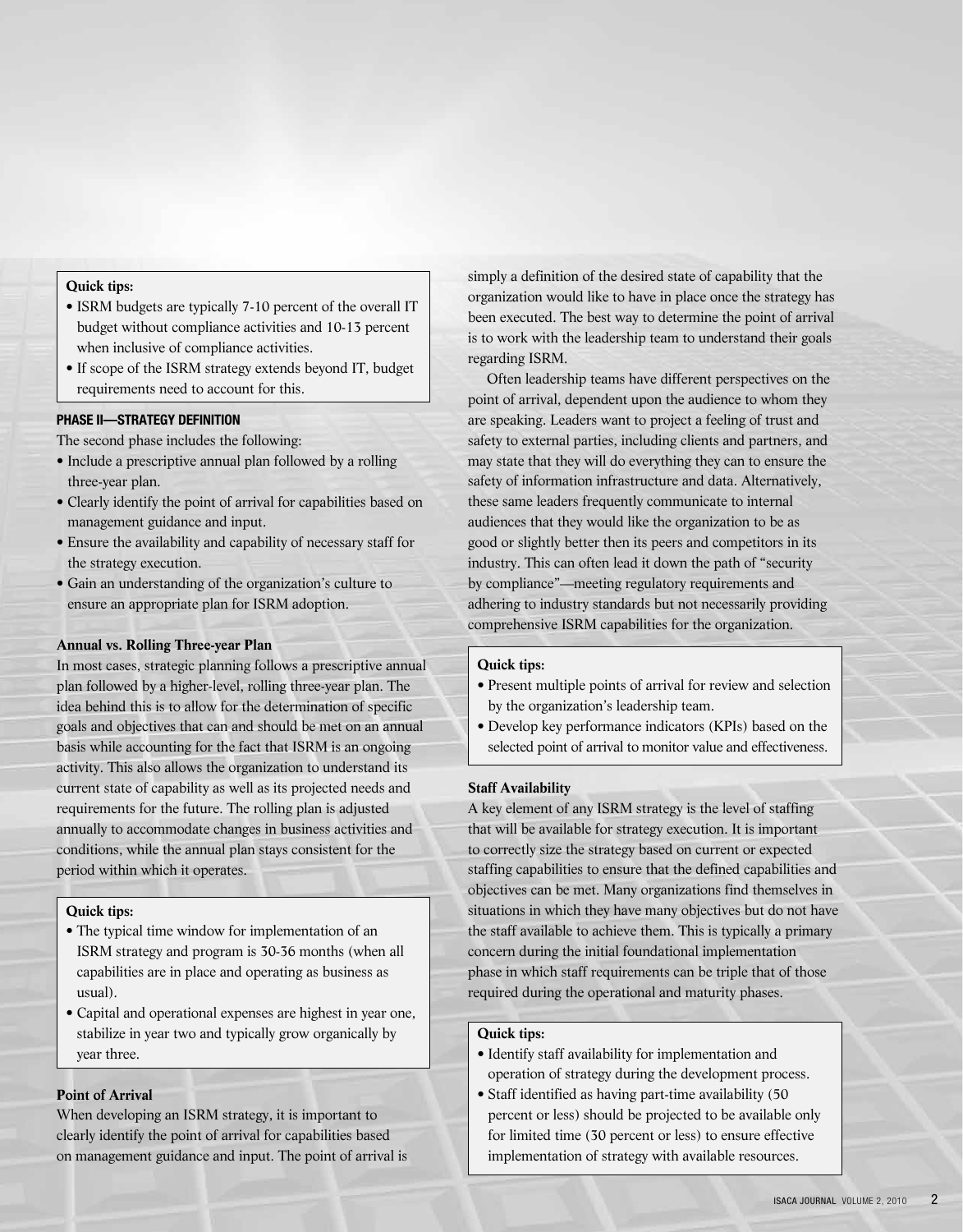**Quick tips:**

- ISRM budgets are typically 7-10 percent of the overall IT budget without compliance activities and 10-13 percent when inclusive of compliance activities.
- If scope of the ISRM strategy extends beyond IT, budget requirements need to account for this.

## PHASE II—STRATEGY DEFINITION

The second phase includes the following:

- Include a prescriptive annual plan followed by a rolling three-year plan.
- Clearly identify the point of arrival for capabilities based on management guidance and input.
- Ensure the availability and capability of necessary staff for the strategy execution.
- Gain an understanding of the organization's culture to ensure an appropriate plan for ISRM adoption.

### Annual vs. Rolling Three-year Plan

In most cases, strategic planning follows a prescriptive annual plan followed by a higher-level, rolling three-year plan. The idea behind this is to allow for the determination of specific goals and objectives that can and should be met on an annual basis while accounting for the fact that ISRM is an ongoing activity. This also allows the organization to understand its current state of capability as well as its projected needs and requirements for the future. The rolling plan is adjusted annually to accommodate changes in business activities and conditions, while the annual plan stays consistent for the period within which it operates.

**Quick tips:**

- The typical time window for implementation of an ISRM strategy and program is 30-36 months (when all capabilities are in place and operating as business as usual).
- Capital and operational expenses are highest in year one, stabilize in year two and typically grow organically by year three.

### Point of Arrival

When developing an ISRM strategy, it is important to clearly identify the point of arrival for capabilities based on management guidance and input. The point of arrival is simply a definition of the desired state of capability that the organization would like to have in place once the strategy has been executed. The best way to determine the point of arrival is to work with the leadership team to understand their goals regarding ISRM.

Often leadership teams have different perspectives on the point of arrival, dependent upon the audience to whom they are speaking. Leaders want to project a feeling of trust and safety to external parties, including clients and partners, and may state that they will do everything they can to ensure the safety of information infrastructure and data. Alternatively, these same leaders frequently communicate to internal audiences that they would like the organization to be as good or slightly better then its peers and competitors in its industry. This can often lead it down the path of "security by compliance"—meeting regulatory requirements and adhering to industry standards but not necessarily providing comprehensive ISRM capabilities for the organization.

**Quick tips:**

- Present multiple points of arrival for review and selection by the organization's leadership team.
- Develop key performance indicators (KPIs) based on the selected point of arrival to monitor value and effectiveness.

### Staff Availability

A key element of any ISRM strategy is the level of staffing that will be available for strategy execution. It is important to correctly size the strategy based on current or expected staffing capabilities to ensure that the defined capabilities and objectives can be met. Many organizations find themselves in situations in which they have many objectives but do not have the staff available to achieve them. This is typically a primary concern during the initial foundational implementation phase in which staff requirements can be triple that of those required during the operational and maturity phases.

**Quick tips:**

- Identify staff availability for implementation and operation of strategy during the development process.
- Staff identified as having part-time availability (50 percent or less) should be projected to be available only for limited time (30 percent or less) to ensure effective implementation of strategy with available resources.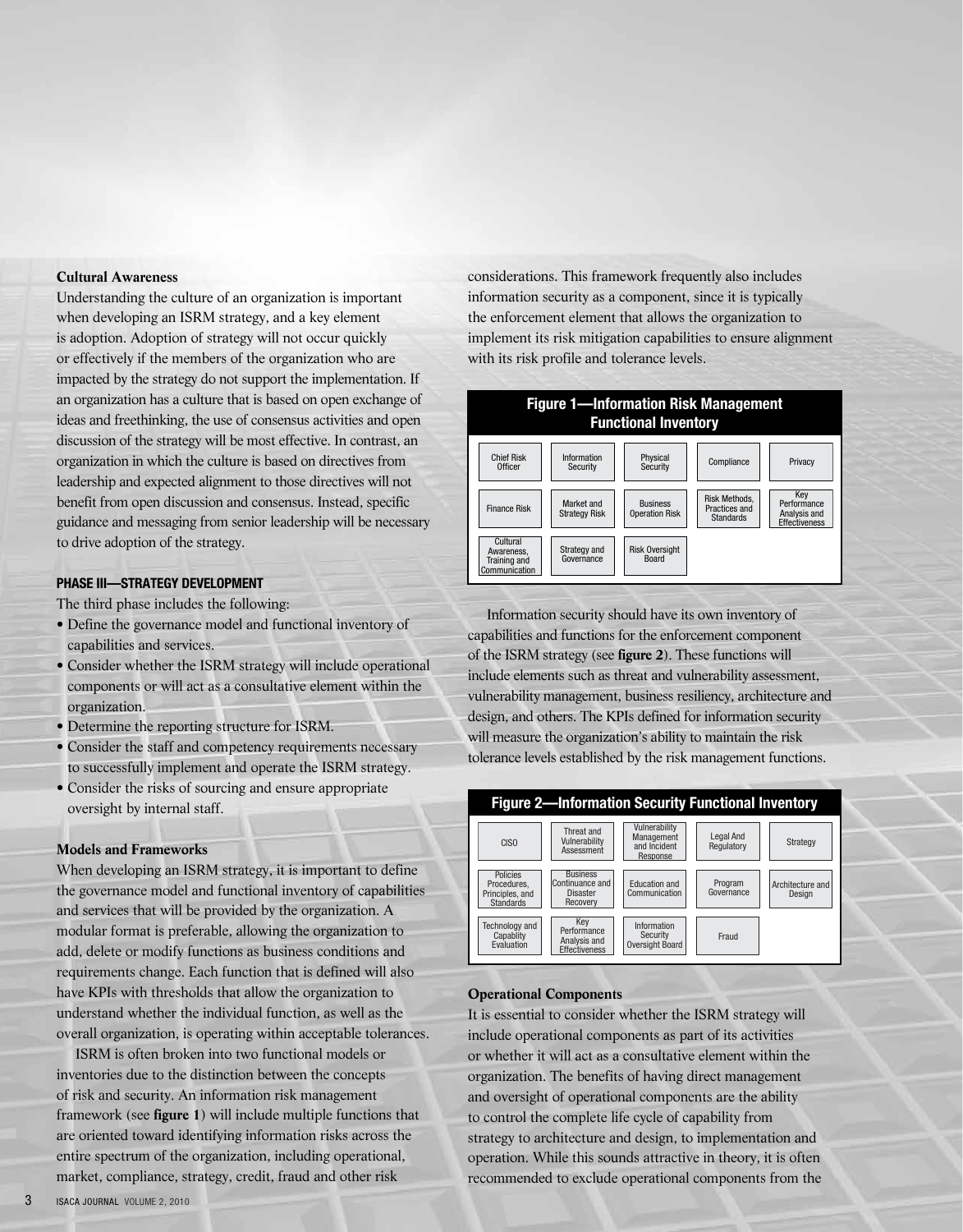### Cultural Awareness

Understanding the culture of an organization is important when developing an ISRM strategy, and a key element is adoption. Adoption of strategy will not occur quickly or effectively if the members of the organization who are impacted by the strategy do not support the implementation. If an organization has a culture that is based on open exchange of ideas and freethinking, the use of consensus activities and open discussion of the strategy will be most effective. In contrast, an organization in which the culture is based on directives from leadership and expected alignment to those directives will not benefit from open discussion and consensus. Instead, specific guidance and messaging from senior leadership will be necessary to drive adoption of the strategy.

## PHASE III—STRATEGY DEVELOPMENT

The third phase includes the following:

- Define the governance model and functional inventory of capabilities and services.
- Consider whether the ISRM strategy will include operational components or will act as a consultative element within the organization.
- Determine the reporting structure for ISRM.
- Consider the staff and competency requirements necessary to successfully implement and operate the ISRM strategy.
- Consider the risks of sourcing and ensure appropriate oversight by internal staff.

### Models and Frameworks

When developing an ISRM strategy, it is important to define the governance model and functional inventory of capabilities and services that will be provided by the organization. A modular format is preferable, allowing the organization to add, delete or modify functions as business conditions and requirements change. Each function that is defined will also have KPIs with thresholds that allow the organization to understand whether the individual function, as well as the overall organization, is operating within acceptable tolerances.

ISRM is often broken into two functional models or inventories due to the distinction between the concepts of risk and security. An information risk management framework (see **figure 1**) will include multiple functions that are oriented toward identifying information risks across the entire spectrum of the organization, including operational, market, compliance, strategy, credit, fraud and other risk considerations. This framework frequently also includes information security as a component, since it is typically the enforcement element that allows the organization to implement its risk mitigation capabilities to ensure alignment with its risk profile and tolerance levels.

**Figure 1—Information Risk Management Functional Inventory**

| | | | | |
|---|---|---|---|---|
| Chief Risk Officer | Information Security | Physical Security | Compliance | Privacy |
| Finance Risk | Market and Strategy Risk | Business Operation Risk | Risk Methods, Practices and Standards | Key Performance Analysis and Effectiveness |
| Cultural Awareness, Training and Communication | Strategy and Governance | Risk Oversight Board | | |

Information security should have its own inventory of capabilities and functions for the enforcement component of the ISRM strategy (see **figure 2**). These functions will include elements such as threat and vulnerability assessment, vulnerability management, business resiliency, architecture and design, and others. The KPIs defined for information security will measure the organization's ability to maintain the risk tolerance levels established by the risk management functions.

**Figure 2—Information Security Functional Inventory**

| | | | | |
|---|---|---|---|---|
| CISO | Threat and Vulnerability Assessment | Vulnerability Management and Incident Response | Legal And Regulatory | Strategy |
| Policies Procedures, Principles, and Standards | Business Continuance and Disaster Recovery | Education and Communication | Program Governance | Architecture and Design |
| Technology and Capability Evaluation | Key Performance Analysis and Effectiveness | Information Security Oversight Board | Fraud | |

### Operational Components

It is essential to consider whether the ISRM strategy will include operational components as part of its activities or whether it will act as a consultative element within the organization. The benefits of having direct management and oversight of operational components are the ability to control the complete life cycle of capability from strategy to architecture and design, to implementation and operation. While this sounds attractive in theory, it is often recommended to exclude operational components from the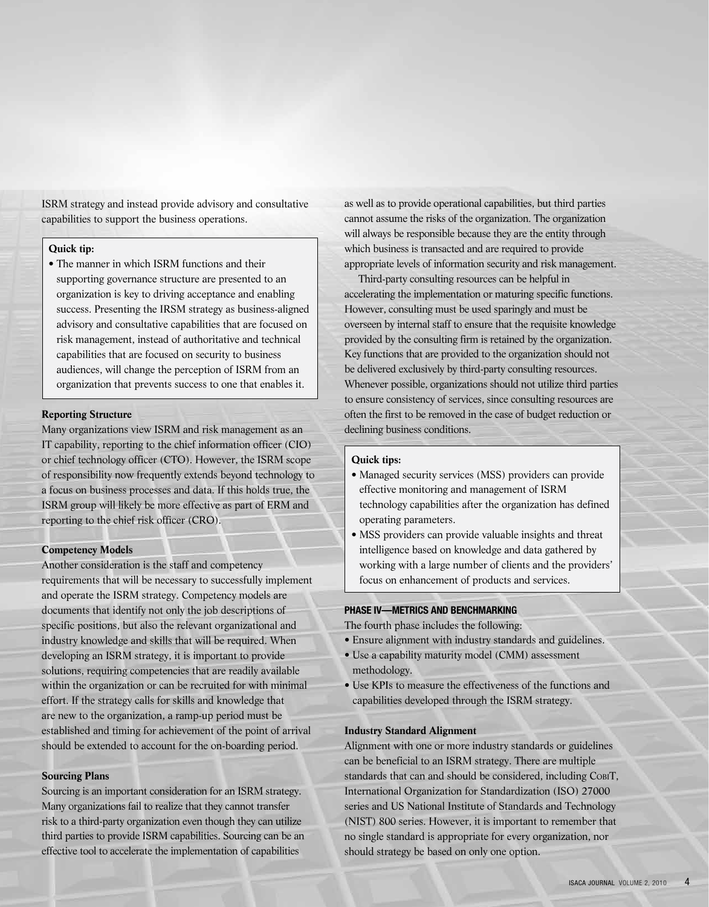ISRM strategy and instead provide advisory and consultative capabilities to support the business operations.

> **Quick tip:**
>
> - The manner in which ISRM functions and their supporting governance structure are presented to an organization is key to driving acceptance and enabling success. Presenting the IRSM strategy as business-aligned advisory and consultative capabilities that are focused on risk management, instead of authoritative and technical capabilities that are focused on security to business audiences, will change the perception of ISRM from an organization that prevents success to one that enables it.

#### Reporting Structure

Many organizations view ISRM and risk management as an IT capability, reporting to the chief information officer (CIO) or chief technology officer (CTO). However, the ISRM scope of responsibility now frequently extends beyond technology to a focus on business processes and data. If this holds true, the ISRM group will likely be more effective as part of ERM and reporting to the chief risk officer (CRO).

#### Competency Models

Another consideration is the staff and competency requirements that will be necessary to successfully implement and operate the ISRM strategy. Competency models are documents that identify not only the job descriptions of specific positions, but also the relevant organizational and industry knowledge and skills that will be required. When developing an ISRM strategy, it is important to provide solutions, requiring competencies that are readily available within the organization or can be recruited for with minimal effort. If the strategy calls for skills and knowledge that are new to the organization, a ramp-up period must be established and timing for achievement of the point of arrival should be extended to account for the on-boarding period.

#### Sourcing Plans

Sourcing is an important consideration for an ISRM strategy. Many organizations fail to realize that they cannot transfer risk to a third-party organization even though they can utilize third parties to provide ISRM capabilities. Sourcing can be an effective tool to accelerate the implementation of capabilities as well as to provide operational capabilities, but third parties cannot assume the risks of the organization. The organization will always be responsible because they are the entity through which business is transacted and are required to provide appropriate levels of information security and risk management.

Third-party consulting resources can be helpful in accelerating the implementation or maturing specific functions. However, consulting must be used sparingly and must be overseen by internal staff to ensure that the requisite knowledge provided by the consulting firm is retained by the organization. Key functions that are provided to the organization should not be delivered exclusively by third-party consulting resources. Whenever possible, organizations should not utilize third parties to ensure consistency of services, since consulting resources are often the first to be removed in the case of budget reduction or declining business conditions.

> **Quick tips:**
>
> - Managed security services (MSS) providers can provide effective monitoring and management of ISRM technology capabilities after the organization has defined operating parameters.
> - MSS providers can provide valuable insights and threat intelligence based on knowledge and data gathered by working with a large number of clients and the providers' focus on enhancement of products and services.

### PHASE IV—METRICS AND BENCHMARKING

The fourth phase includes the following:

- Ensure alignment with industry standards and guidelines.
- Use a capability maturity model (CMM) assessment methodology.
- Use KPIs to measure the effectiveness of the functions and capabilities developed through the ISRM strategy.

#### Industry Standard Alignment

Alignment with one or more industry standards or guidelines can be beneficial to an ISRM strategy. There are multiple standards that can and should be considered, including CobiT, International Organization for Standardization (ISO) 27000 series and US National Institute of Standards and Technology (NIST) 800 series. However, it is important to remember that no single standard is appropriate for every organization, nor should strategy be based on only one option.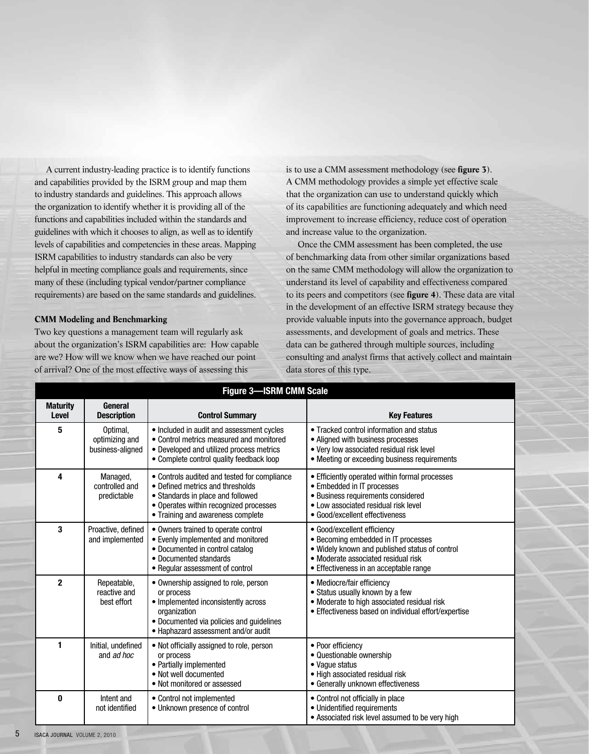A current industry-leading practice is to identify functions and capabilities provided by the ISRM group and map them to industry standards and guidelines. This approach allows the organization to identify whether it is providing all of the functions and capabilities included within the standards and guidelines with which it chooses to align, as well as to identify levels of capabilities and competencies in these areas. Mapping ISRM capabilities to industry standards can also be very helpful in meeting compliance goals and requirements, since many of these (including typical vendor/partner compliance requirements) are based on the same standards and guidelines.

**CMM Modeling and Benchmarking**

Two key questions a management team will regularly ask about the organization's ISRM capabilities are: How capable are we? How will we know when we have reached our point of arrival? One of the most effective ways of assessing this is to use a CMM assessment methodology (see **figure 3**). A CMM methodology provides a simple yet effective scale that the organization can use to understand quickly which of its capabilities are functioning adequately and which need improvement to increase efficiency, reduce cost of operation and increase value to the organization.

Once the CMM assessment has been completed, the use of benchmarking data from other similar organizations based on the same CMM methodology will allow the organization to understand its level of capability and effectiveness compared to its peers and competitors (see **figure 4**). These data are vital in the development of an effective ISRM strategy because they provide valuable inputs into the governance approach, budget assessments, and development of goals and metrics. These data can be gathered through multiple sources, including consulting and analyst firms that actively collect and maintain data stores of this type.

**Figure 3—ISRM CMM Scale**

| Maturity Level | General Description | Control Summary | Key Features |
|---|---|---|---|
| 5 | Optimal, optimizing and business-aligned | • Included in audit and assessment cycles<br>• Control metrics measured and monitored<br>• Developed and utilized process metrics<br>• Complete control quality feedback loop | • Tracked control information and status<br>• Aligned with business processes<br>• Very low associated residual risk level<br>• Meeting or exceeding business requirements |
| 4 | Managed, controlled and predictable | • Controls audited and tested for compliance<br>• Defined metrics and thresholds<br>• Standards in place and followed<br>• Operates within recognized processes<br>• Training and awareness complete | • Efficiently operated within formal processes<br>• Embedded in IT processes<br>• Business requirements considered<br>• Low associated residual risk level<br>• Good/excellent effectiveness |
| 3 | Proactive, defined and implemented | • Owners trained to operate control<br>• Evenly implemented and monitored<br>• Documented in control catalog<br>• Documented standards<br>• Regular assessment of control | • Good/excellent efficiency<br>• Becoming embedded in IT processes<br>• Widely known and published status of control<br>• Moderate associated residual risk<br>• Effectiveness in an acceptable range |
| 2 | Repeatable, reactive and best effort | • Ownership assigned to role, person or process<br>• Implemented inconsistently across organization<br>• Documented via policies and guidelines<br>• Haphazard assessment and/or audit | • Mediocre/fair efficiency<br>• Status usually known by a few<br>• Moderate to high associated residual risk<br>• Effectiveness based on individual effort/expertise |
| 1 | Initial, undefined and *ad hoc* | • Not officially assigned to role, person or process<br>• Partially implemented<br>• Not well documented<br>• Not monitored or assessed | • Poor efficiency<br>• Questionable ownership<br>• Vague status<br>• High associated residual risk<br>• Generally unknown effectiveness |
| 0 | Intent and not identified | • Control not implemented<br>• Unknown presence of control | • Control not officially in place<br>• Unidentified requirements<br>• Associated risk level assumed to be very high |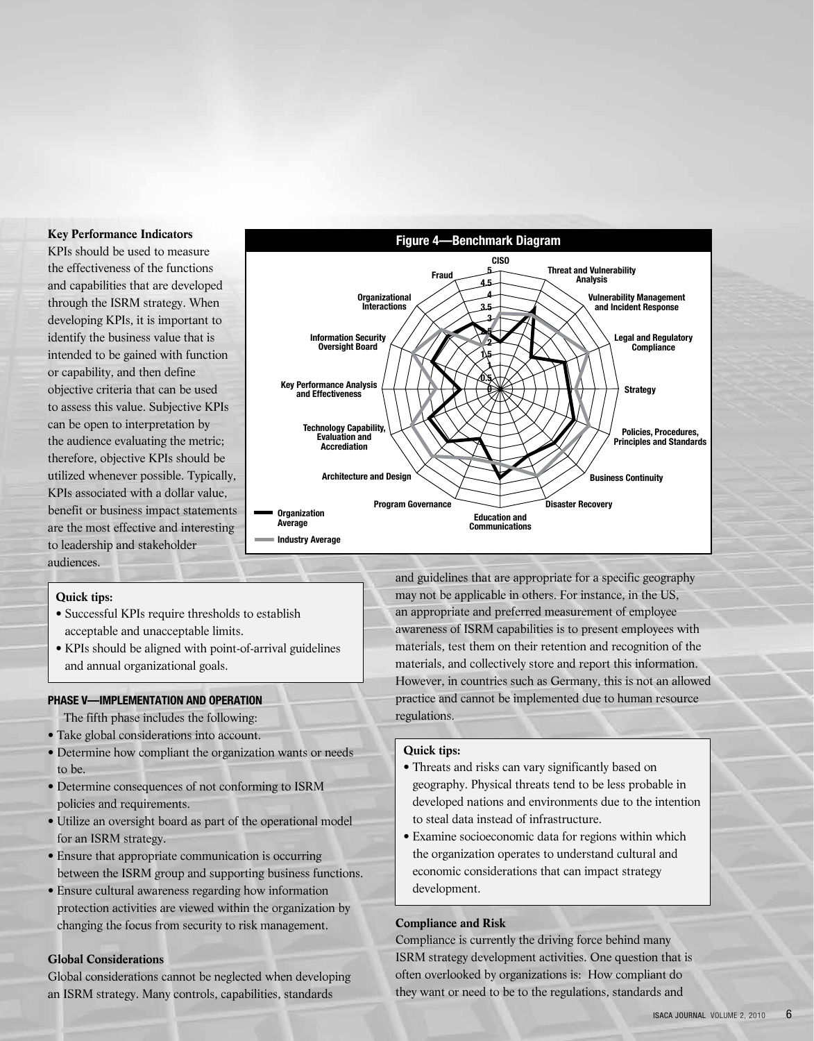### Key Performance Indicators

KPIs should be used to measure the effectiveness of the functions and capabilities that are developed through the ISRM strategy. When developing KPIs, it is important to identify the business value that is intended to be gained with function or capability, and then define objective criteria that can be used to assess this value. Subjective KPIs can be open to interpretation by the audience evaluating the metric; therefore, objective KPIs should be utilized whenever possible. Typically, KPIs associated with a dollar value, benefit or business impact statements are the most effective and interesting to leadership and stakeholder audiences.

**Figure 4—Benchmark Diagram**

**Quick tips:**

- Successful KPIs require thresholds to establish acceptable and unacceptable limits.
- KPIs should be aligned with point-of-arrival guidelines and annual organizational goals.

## PHASE V—IMPLEMENTATION AND OPERATION

The fifth phase includes the following:

- Take global considerations into account.
- Determine how compliant the organization wants or needs to be.
- Determine consequences of not conforming to ISRM policies and requirements.
- Utilize an oversight board as part of the operational model for an ISRM strategy.
- Ensure that appropriate communication is occurring between the ISRM group and supporting business functions.
- Ensure cultural awareness regarding how information protection activities are viewed within the organization by changing the focus from security to risk management.

### Global Considerations

Global considerations cannot be neglected when developing an ISRM strategy. Many controls, capabilities, standards and guidelines that are appropriate for a specific geography may not be applicable in others. For instance, in the US, an appropriate and preferred measurement of employee awareness of ISRM capabilities is to present employees with materials, test them on their retention and recognition of the materials, and collectively store and report this information. However, in countries such as Germany, this is not an allowed practice and cannot be implemented due to human resource regulations.

**Quick tips:**

- Threats and risks can vary significantly based on geography. Physical threats tend to be less probable in developed nations and environments due to the intention to steal data instead of infrastructure.
- Examine socioeconomic data for regions within which the organization operates to understand cultural and economic considerations that can impact strategy development.

### Compliance and Risk

Compliance is currently the driving force behind many ISRM strategy development activities. One question that is often overlooked by organizations is: How compliant do they want or need to be to the regulations, standards and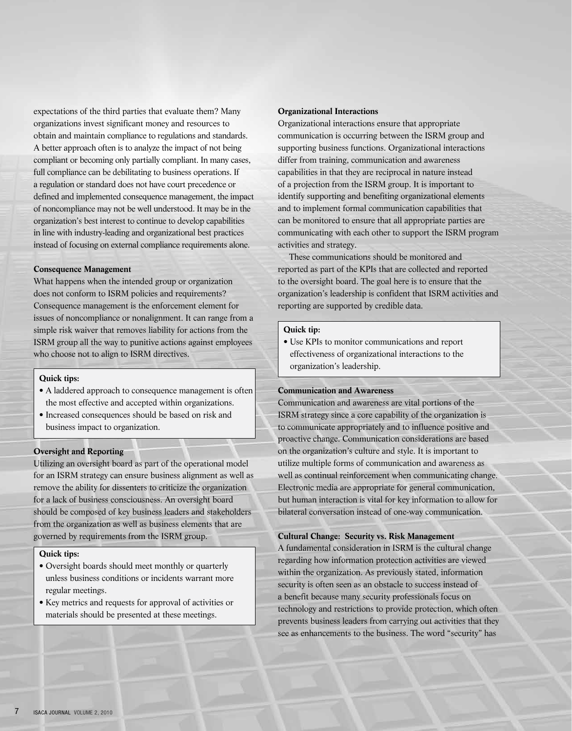expectations of the third parties that evaluate them? Many organizations invest significant money and resources to obtain and maintain compliance to regulations and standards. A better approach often is to analyze the impact of not being compliant or becoming only partially compliant. In many cases, full compliance can be debilitating to business operations. If a regulation or standard does not have court precedence or defined and implemented consequence management, the impact of noncompliance may not be well understood. It may be in the organization's best interest to continue to develop capabilities in line with industry-leading and organizational best practices instead of focusing on external compliance requirements alone.

**Consequence Management**

What happens when the intended group or organization does not conform to ISRM policies and requirements? Consequence management is the enforcement element for issues of noncompliance or nonalignment. It can range from a simple risk waiver that removes liability for actions from the ISRM group all the way to punitive actions against employees who choose not to align to ISRM directives.

**Quick tips:**

- A laddered approach to consequence management is often the most effective and accepted within organizations.
- Increased consequences should be based on risk and business impact to organization.

**Oversight and Reporting**

Utilizing an oversight board as part of the operational model for an ISRM strategy can ensure business alignment as well as remove the ability for dissenters to criticize the organization for a lack of business consciousness. An oversight board should be composed of key business leaders and stakeholders from the organization as well as business elements that are governed by requirements from the ISRM group.

**Quick tips:**

- Oversight boards should meet monthly or quarterly unless business conditions or incidents warrant more regular meetings.
- Key metrics and requests for approval of activities or materials should be presented at these meetings.

**Organizational Interactions**

Organizational interactions ensure that appropriate communication is occurring between the ISRM group and supporting business functions. Organizational interactions differ from training, communication and awareness capabilities in that they are reciprocal in nature instead of a projection from the ISRM group. It is important to identify supporting and benefiting organizational elements and to implement formal communication capabilities that can be monitored to ensure that all appropriate parties are communicating with each other to support the ISRM program activities and strategy.

These communications should be monitored and reported as part of the KPIs that are collected and reported to the oversight board. The goal here is to ensure that the organization's leadership is confident that ISRM activities and reporting are supported by credible data.

**Quick tip:**

- Use KPIs to monitor communications and report effectiveness of organizational interactions to the organization's leadership.

**Communication and Awareness**

Communication and awareness are vital portions of the ISRM strategy since a core capability of the organization is to communicate appropriately and to influence positive and proactive change. Communication considerations are based on the organization's culture and style. It is important to utilize multiple forms of communication and awareness as well as continual reinforcement when communicating change. Electronic media are appropriate for general communication, but human interaction is vital for key information to allow for bilateral conversation instead of one-way communication.

**Cultural Change: Security vs. Risk Management**

A fundamental consideration in ISRM is the cultural change regarding how information protection activities are viewed within the organization. As previously stated, information security is often seen as an obstacle to success instead of a benefit because many security professionals focus on technology and restrictions to provide protection, which often prevents business leaders from carrying out activities that they see as enhancements to the business. The word "security" has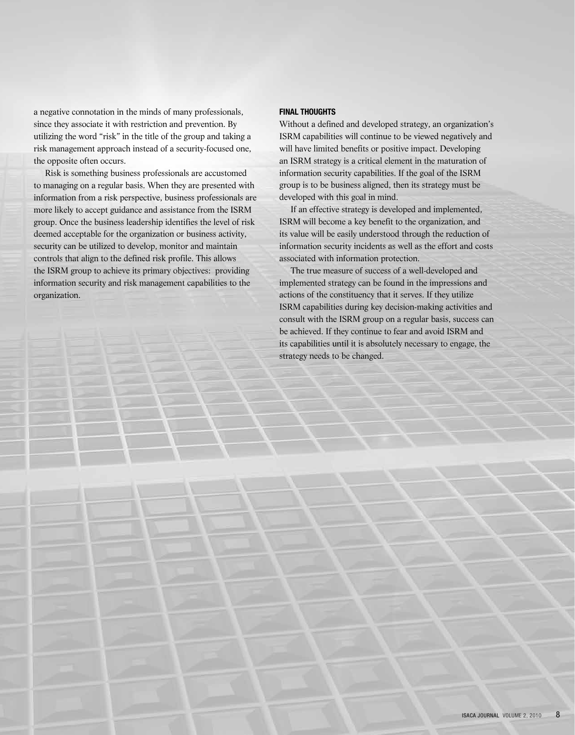a negative connotation in the minds of many professionals, since they associate it with restriction and prevention. By utilizing the word "risk" in the title of the group and taking a risk management approach instead of a security-focused one, the opposite often occurs.

Risk is something business professionals are accustomed to managing on a regular basis. When they are presented with information from a risk perspective, business professionals are more likely to accept guidance and assistance from the ISRM group. Once the business leadership identifies the level of risk deemed acceptable for the organization or business activity, security can be utilized to develop, monitor and maintain controls that align to the defined risk profile. This allows the ISRM group to achieve its primary objectives: providing information security and risk management capabilities to the organization.

## FINAL THOUGHTS

Without a defined and developed strategy, an organization's ISRM capabilities will continue to be viewed negatively and will have limited benefits or positive impact. Developing an ISRM strategy is a critical element in the maturation of information security capabilities. If the goal of the ISRM group is to be business aligned, then its strategy must be developed with this goal in mind.

If an effective strategy is developed and implemented, ISRM will become a key benefit to the organization, and its value will be easily understood through the reduction of information security incidents as well as the effort and costs associated with information protection.

The true measure of success of a well-developed and implemented strategy can be found in the impressions and actions of the constituency that it serves. If they utilize ISRM capabilities during key decision-making activities and consult with the ISRM group on a regular basis, success can be achieved. If they continue to fear and avoid ISRM and its capabilities until it is absolutely necessary to engage, the strategy needs to be changed.